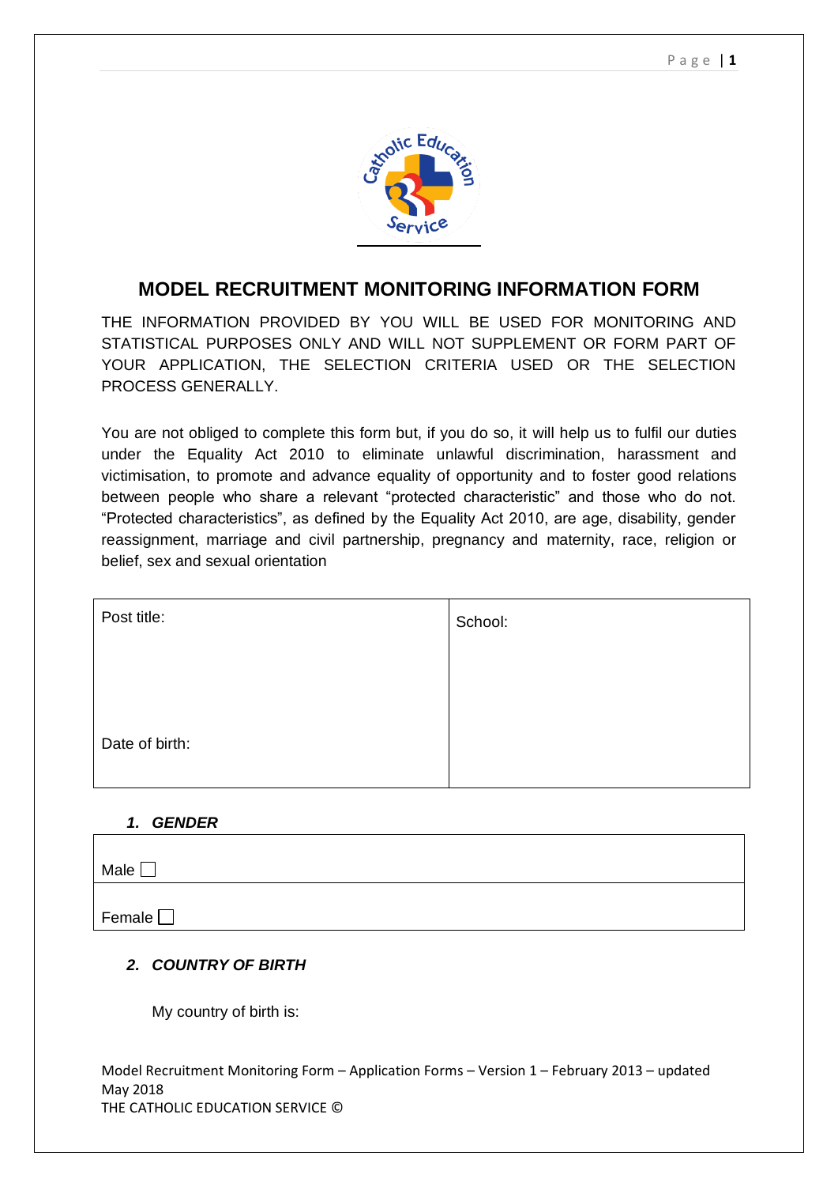# MODEL RECRUITMENT MONITORING INFORMATION FORM

THE INFORMATION PROVIDED BY YOU WILL BE USED FOR MONITORING AND STATISTICAL PURPOSES ONLY AND WILL NOT SUPPLEMENT OR FORM PART OF YOUR APPLICATION, THE SELECTION CRITERIA USED OR THE SELECTION PROCESS GENERALLY.

You are not obliged to complete this form but, if you do so, it will help us to fulfil our duties under the Equality Act 2010 to eliminate unlawful discrimination, harassment and victimisation, to promote and advance equality of opportunity and to foster good relations between people who share a relevant "protected characteristic" and those who do not. "Protected characteristics", as defined by the Equality Act 2010, are age, disability, gender reassignment, marriage and civil partnership, pregnancy and maternity, race, religion or belief, sex and sexual orientation

| Post title: | School: |
|---|---|
| Date of birth: | |

### *1. GENDER*

| |
|---|
| Male ☐ |
| Female ☐ |

### *2. COUNTRY OF BIRTH*

My country of birth is:

Model Recruitment Monitoring Form – Application Forms – Version 1 – February 2013 – updated May 2018
THE CATHOLIC EDUCATION SERVICE ©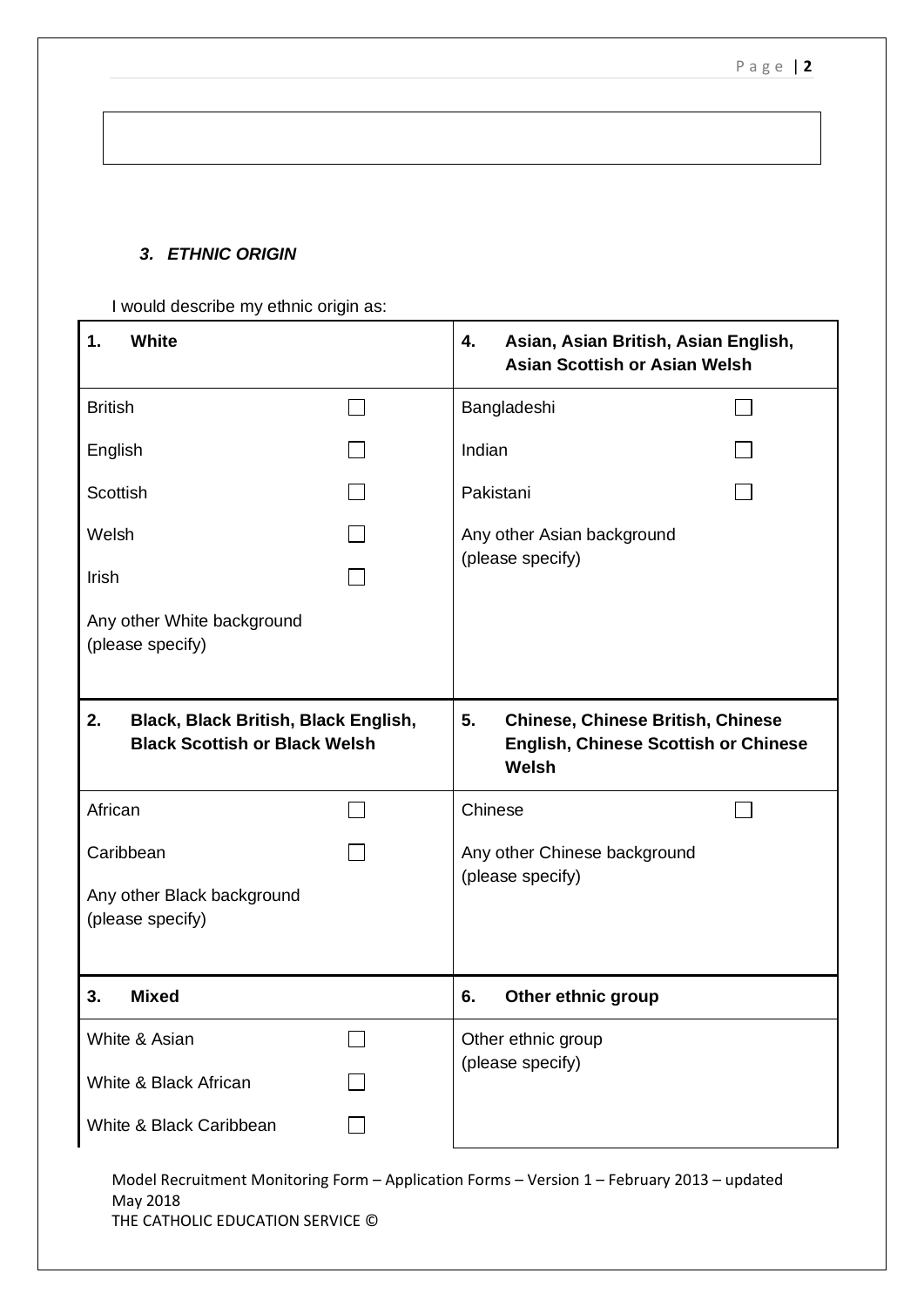### *3. ETHNIC ORIGIN*

I would describe my ethnic origin as:

| **1. White** | | **4. Asian, Asian British, Asian English, Asian Scottish or Asian Welsh** | |
|---|---|---|---|
| British | ☐ | Bangladeshi | ☐ |
| English | ☐ | Indian | ☐ |
| Scottish | ☐ | Pakistani | ☐ |
| Welsh | ☐ | Any other Asian background (please specify) | |
| Irish | ☐ | | |
| Any other White background (please specify) | | | |
| **2. Black, Black British, Black English, Black Scottish or Black Welsh** | | **5. Chinese, Chinese British, Chinese English, Chinese Scottish or Chinese Welsh** | |
| African | ☐ | Chinese | ☐ |
| Caribbean | ☐ | Any other Chinese background (please specify) | |
| Any other Black background (please specify) | | | |
| **3. Mixed** | | **6. Other ethnic group** | |
| White & Asian | ☐ | Other ethnic group (please specify) | |
| White & Black African | ☐ | | |
| White & Black Caribbean | ☐ | | |

Model Recruitment Monitoring Form – Application Forms – Version 1 – February 2013 – updated May 2018
THE CATHOLIC EDUCATION SERVICE ©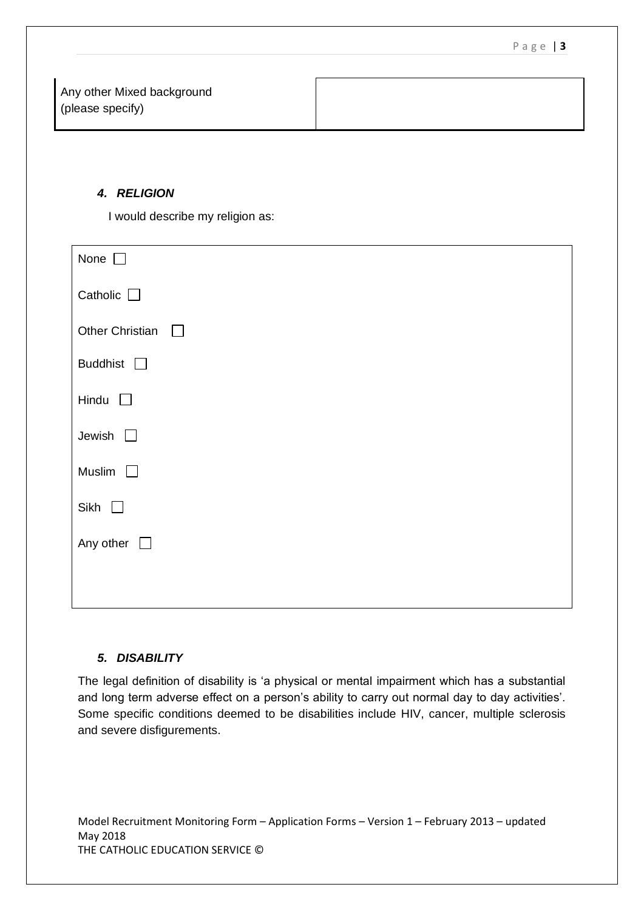| Any other Mixed background (please specify) | |
|---|---|

### *4. RELIGION*

I would describe my religion as:

None ☐

Catholic ☐

Other Christian ☐

Buddhist ☐

Hindu ☐

Jewish ☐

Muslim ☐

Sikh ☐

Any other ☐

### *5. DISABILITY*

The legal definition of disability is 'a physical or mental impairment which has a substantial and long term adverse effect on a person's ability to carry out normal day to day activities'. Some specific conditions deemed to be disabilities include HIV, cancer, multiple sclerosis and severe disfigurements.

Model Recruitment Monitoring Form – Application Forms – Version 1 – February 2013 – updated May 2018
THE CATHOLIC EDUCATION SERVICE ©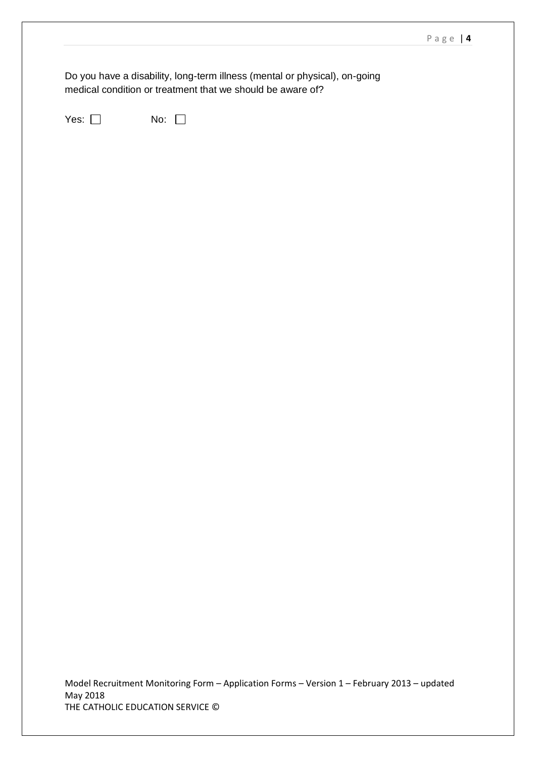Do you have a disability, long-term illness (mental or physical), on-going medical condition or treatment that we should be aware of?

Yes: ☐ No: ☐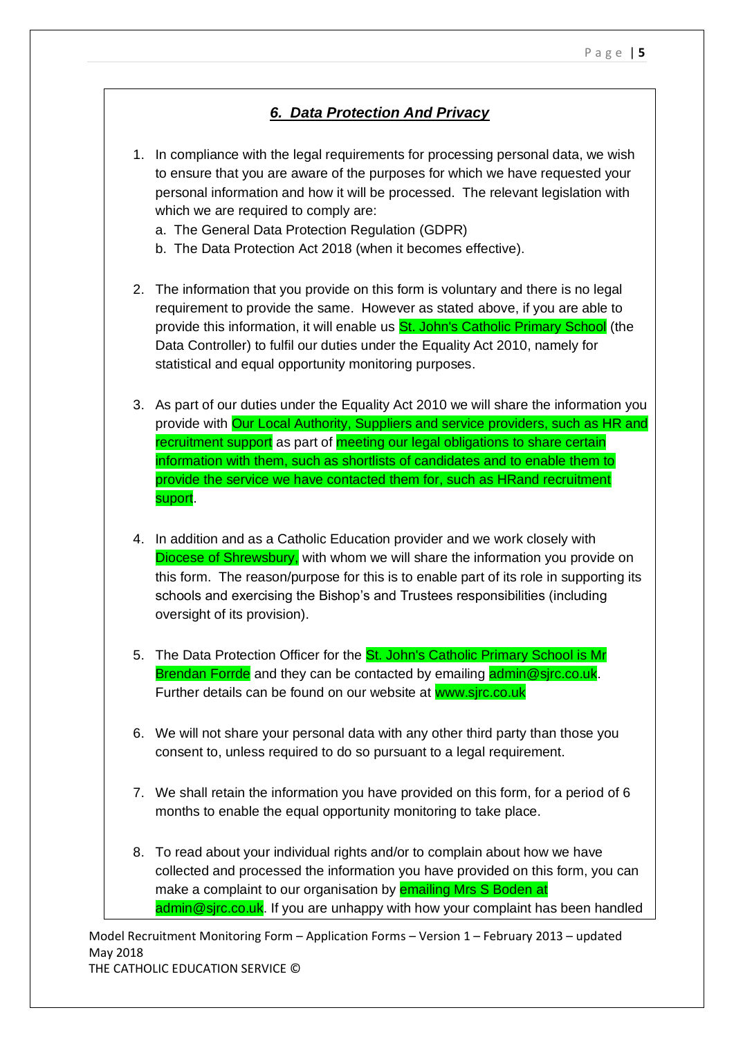### ***6. Data Protection And Privacy***

1. In compliance with the legal requirements for processing personal data, we wish to ensure that you are aware of the purposes for which we have requested your personal information and how it will be processed. The relevant legislation with which we are required to comply are:
   a. The General Data Protection Regulation (GDPR)
   b. The Data Protection Act 2018 (when it becomes effective).

2. The information that you provide on this form is voluntary and there is no legal requirement to provide the same. However as stated above, if you are able to provide this information, it will enable us St. John's Catholic Primary School (the Data Controller) to fulfil our duties under the Equality Act 2010, namely for statistical and equal opportunity monitoring purposes.

3. As part of our duties under the Equality Act 2010 we will share the information you provide with Our Local Authority, Suppliers and service providers, such as HR and recruitment support as part of meeting our legal obligations to share certain information with them, such as shortlists of candidates and to enable them to provide the service we have contacted them for, such as HRand recruitment suport.

4. In addition and as a Catholic Education provider and we work closely with Diocese of Shrewsbury, with whom we will share the information you provide on this form. The reason/purpose for this is to enable part of its role in supporting its schools and exercising the Bishop's and Trustees responsibilities (including oversight of its provision).

5. The Data Protection Officer for the St. John's Catholic Primary School is Mr Brendan Forrde and they can be contacted by emailing admin@sjrc.co.uk. Further details can be found on our website at www.sjrc.co.uk

6. We will not share your personal data with any other third party than those you consent to, unless required to do so pursuant to a legal requirement.

7. We shall retain the information you have provided on this form, for a period of 6 months to enable the equal opportunity monitoring to take place.

8. To read about your individual rights and/or to complain about how we have collected and processed the information you have provided on this form, you can make a complaint to our organisation by emailing Mrs S Boden at admin@sjrc.co.uk. If you are unhappy with how your complaint has been handled

Model Recruitment Monitoring Form – Application Forms – Version 1 – February 2013 – updated May 2018
THE CATHOLIC EDUCATION SERVICE ©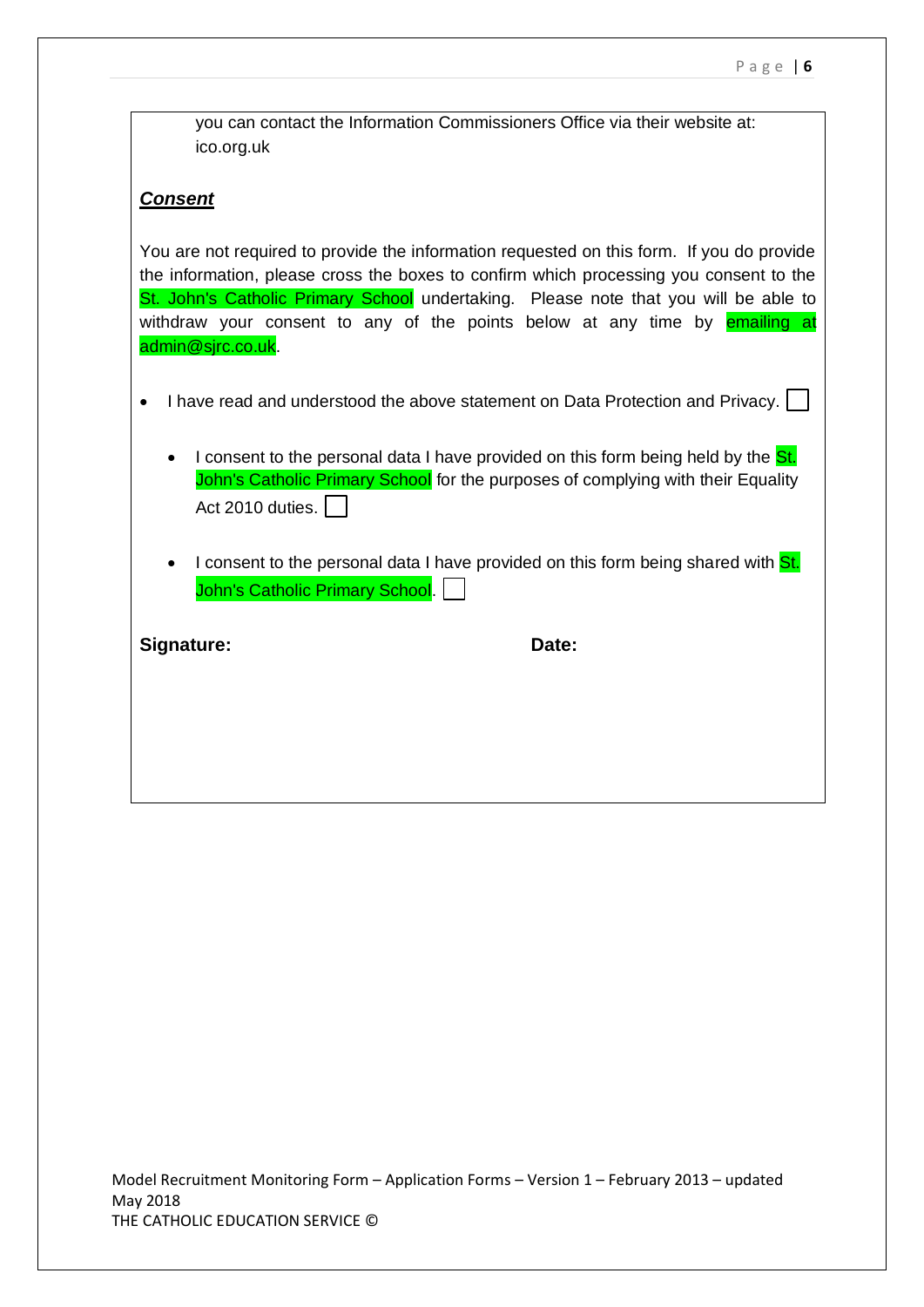you can contact the Information Commissioners Office via their website at: ico.org.uk

***Consent***

You are not required to provide the information requested on this form. If you do provide the information, please cross the boxes to confirm which processing you consent to the St. John's Catholic Primary School undertaking. Please note that you will be able to withdraw your consent to any of the points below at any time by emailing at admin@sjrc.co.uk.

- I have read and understood the above statement on Data Protection and Privacy. ☐
  - I consent to the personal data I have provided on this form being held by the St. John's Catholic Primary School for the purposes of complying with their Equality Act 2010 duties. ☐
  - I consent to the personal data I have provided on this form being shared with St. John's Catholic Primary School. ☐

**Signature:** **Date:**

Model Recruitment Monitoring Form – Application Forms – Version 1 – February 2013 – updated May 2018
THE CATHOLIC EDUCATION SERVICE ©